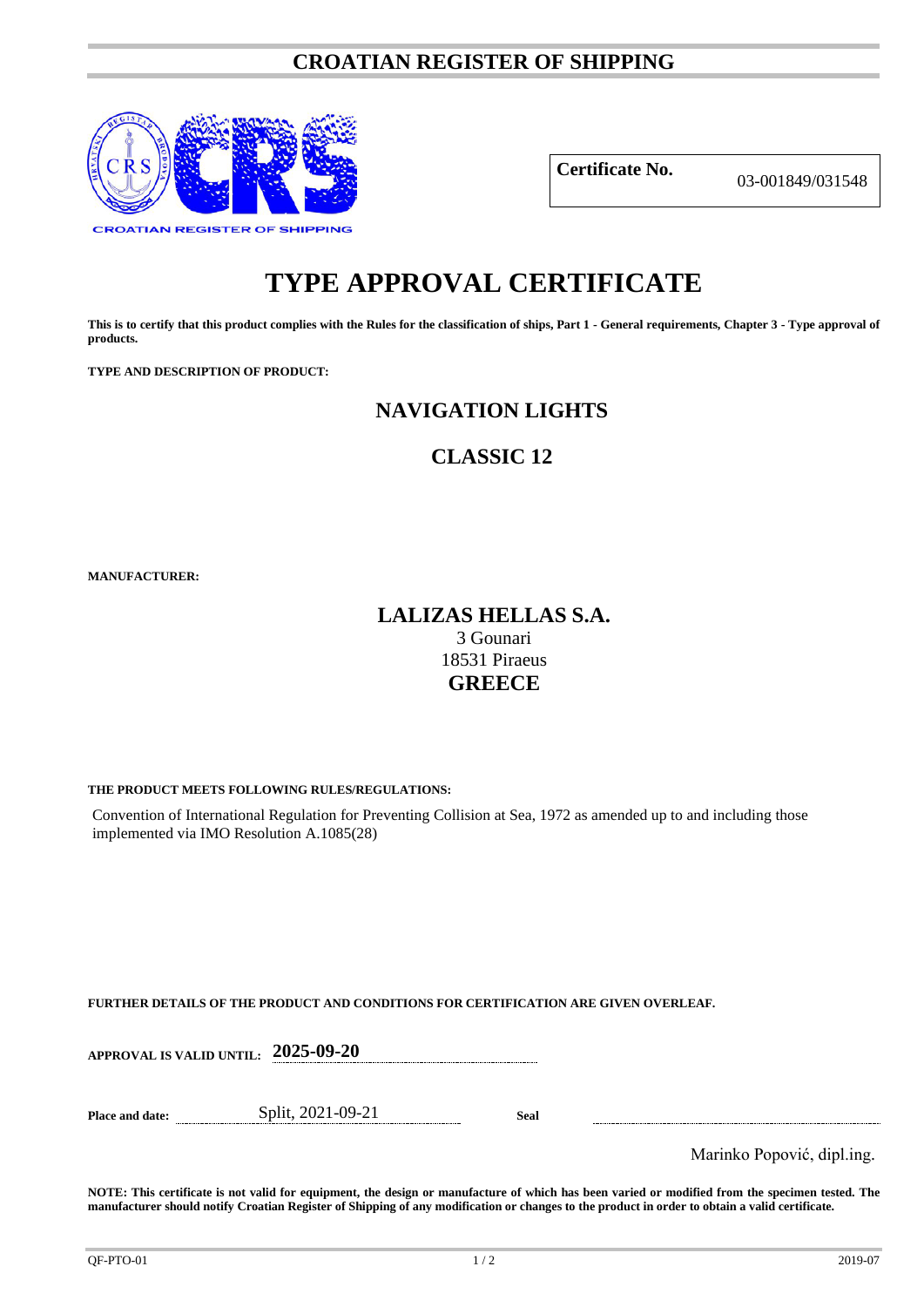# CROATIAN REGISTER OF SHIPPING

**Certificate No.** 03-001849/031548

# TYPE APPROVAL CERTIFICATE

**This is to certify that this product complies with the Rules for the classification of ships, Part 1 - General requirements, Chapter 3 - Type approval of products.**

**TYPE AND DESCRIPTION OF PRODUCT:**

## NAVIGATION LIGHTS

## CLASSIC 12

**MANUFACTURER:**

**LALIZAS HELLAS S.A.**
3 Gounari
18531 Piraeus
**GREECE**

**THE PRODUCT MEETS FOLLOWING RULES/REGULATIONS:**

Convention of International Regulation for Preventing Collision at Sea, 1972 as amended up to and including those implemented via IMO Resolution A.1085(28)

**FURTHER DETAILS OF THE PRODUCT AND CONDITIONS FOR CERTIFICATION ARE GIVEN OVERLEAF.**

**APPROVAL IS VALID UNTIL:** **2025-09-20**

**Place and date:** Split, 2021-09-21 **Seal**

Marinko Popović, dipl.ing.

**NOTE: This certificate is not valid for equipment, the design or manufacture of which has been varied or modified from the specimen tested. The manufacturer should notify Croatian Register of Shipping of any modification or changes to the product in order to obtain a valid certificate.**

QF-PTO-01 2019-07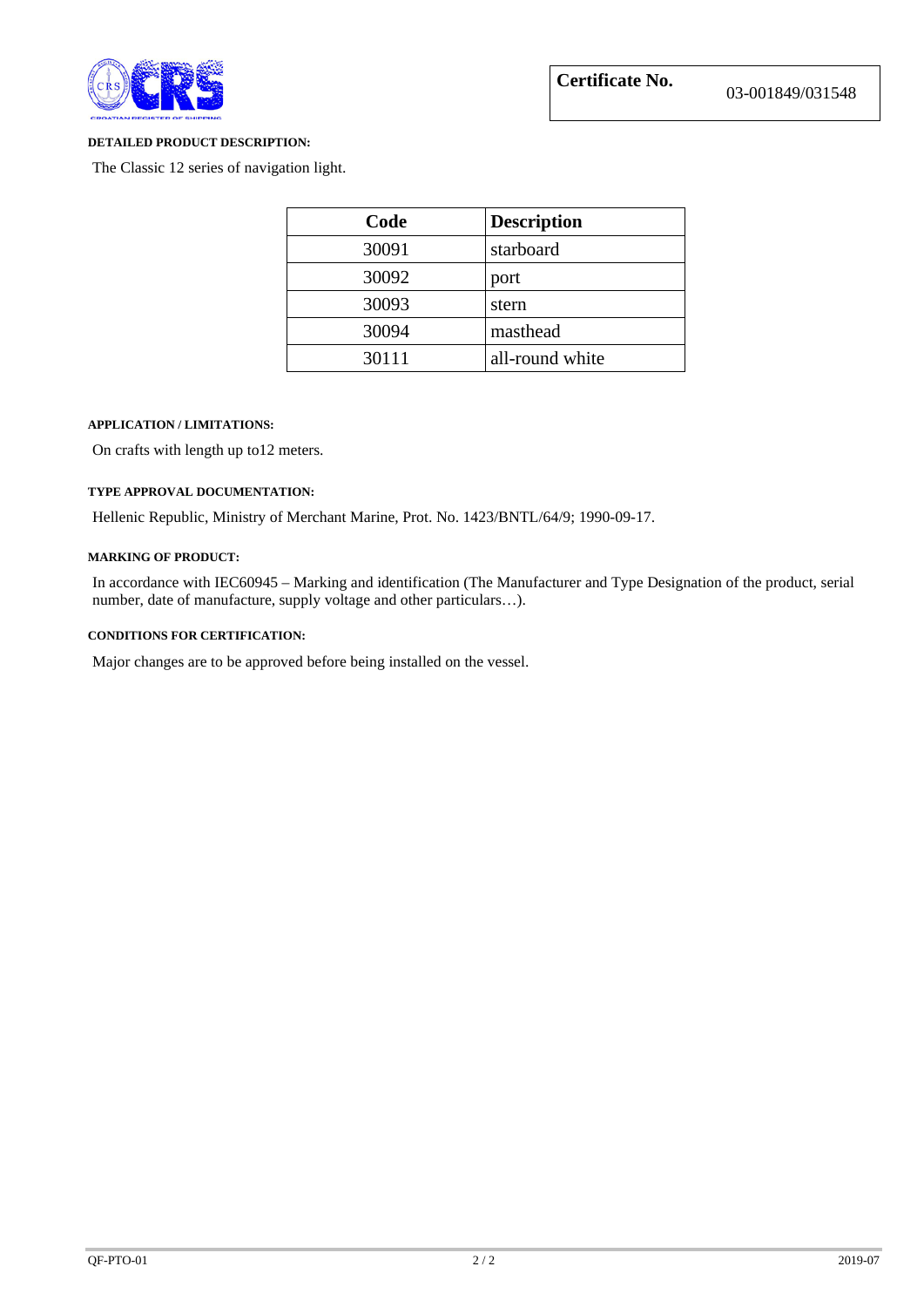**Certificate No.** 03-001849/031548

**DETAILED PRODUCT DESCRIPTION:**

The Classic 12 series of navigation light.

| Code | Description |
|---|---|
| 30091 | starboard |
| 30092 | port |
| 30093 | stern |
| 30094 | masthead |
| 30111 | all-round white |

**APPLICATION / LIMITATIONS:**

On crafts with length up to12 meters.

**TYPE APPROVAL DOCUMENTATION:**

Hellenic Republic, Ministry of Merchant Marine, Prot. No. 1423/BNTL/64/9; 1990-09-17.

**MARKING OF PRODUCT:**

In accordance with IEC60945 – Marking and identification (The Manufacturer and Type Designation of the product, serial number, date of manufacture, supply voltage and other particulars…).

**CONDITIONS FOR CERTIFICATION:**

Major changes are to be approved before being installed on the vessel.